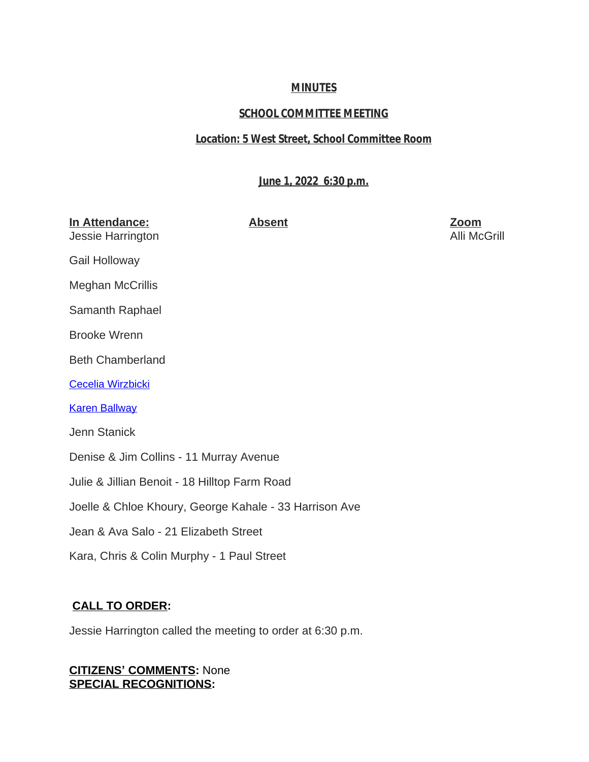**MINUTES**

**SCHOOL COMMITTEE MEETING**

**Location: 5 West Street, School Committee Room**

**June 1, 2022 6:30 p.m.**

| In Attendance: | Absent | Zoom |
|---|---|---|
| Jessie Harrington | | Alli McGrill |
| Gail Holloway | | |
| Meghan McCrillis | | |
| Samanth Raphael | | |
| Brooke Wrenn | | |
| Beth Chamberland | | |
| Cecelia Wirzbicki | | |
| Karen Ballway | | |
| Jenn Stanick | | |
| Denise & Jim Collins - 11 Murray Avenue | | |
| Julie & Jillian Benoit - 18 Hilltop Farm Road | | |
| Joelle & Chloe Khoury, George Kahale - 33 Harrison Ave | | |
| Jean & Ava Salo - 21 Elizabeth Street | | |
| Kara, Chris & Colin Murphy - 1 Paul Street | | |

**CALL TO ORDER:**

Jessie Harrington called the meeting to order at 6:30 p.m.

**CITIZENS' COMMENTS:** None

**SPECIAL RECOGNITIONS:**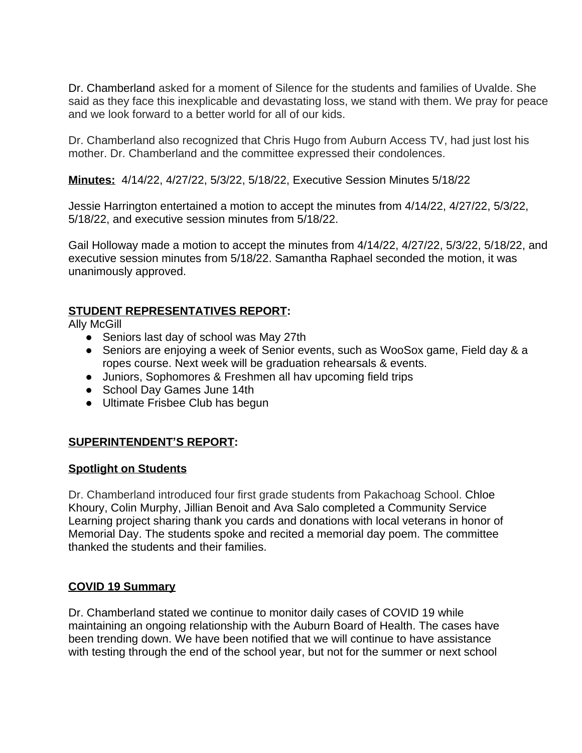Dr. Chamberland asked for a moment of Silence for the students and families of Uvalde. She said as they face this inexplicable and devastating loss, we stand with them. We pray for peace and we look forward to a better world for all of our kids.

Dr. Chamberland also recognized that Chris Hugo from Auburn Access TV, had just lost his mother. Dr. Chamberland and the committee expressed their condolences.

**Minutes:** 4/14/22, 4/27/22, 5/3/22, 5/18/22, Executive Session Minutes 5/18/22

Jessie Harrington entertained a motion to accept the minutes from 4/14/22, 4/27/22, 5/3/22, 5/18/22, and executive session minutes from 5/18/22.

Gail Holloway made a motion to accept the minutes from 4/14/22, 4/27/22, 5/3/22, 5/18/22, and executive session minutes from 5/18/22. Samantha Raphael seconded the motion, it was unanimously approved.

## STUDENT REPRESENTATIVES REPORT:

Ally McGill

- Seniors last day of school was May 27th
- Seniors are enjoying a week of Senior events, such as WooSox game, Field day & a ropes course. Next week will be graduation rehearsals & events.
- Juniors, Sophomores & Freshmen all hav upcoming field trips
- School Day Games June 14th
- Ultimate Frisbee Club has begun

## SUPERINTENDENT'S REPORT:

### Spotlight on Students

Dr. Chamberland introduced four first grade students from Pakachoag School. Chloe Khoury, Colin Murphy, Jillian Benoit and Ava Salo completed a Community Service Learning project sharing thank you cards and donations with local veterans in honor of Memorial Day. The students spoke and recited a memorial day poem. The committee thanked the students and their families.

### COVID 19 Summary

Dr. Chamberland stated we continue to monitor daily cases of COVID 19 while maintaining an ongoing relationship with the Auburn Board of Health. The cases have been trending down. We have been notified that we will continue to have assistance with testing through the end of the school year, but not for the summer or next school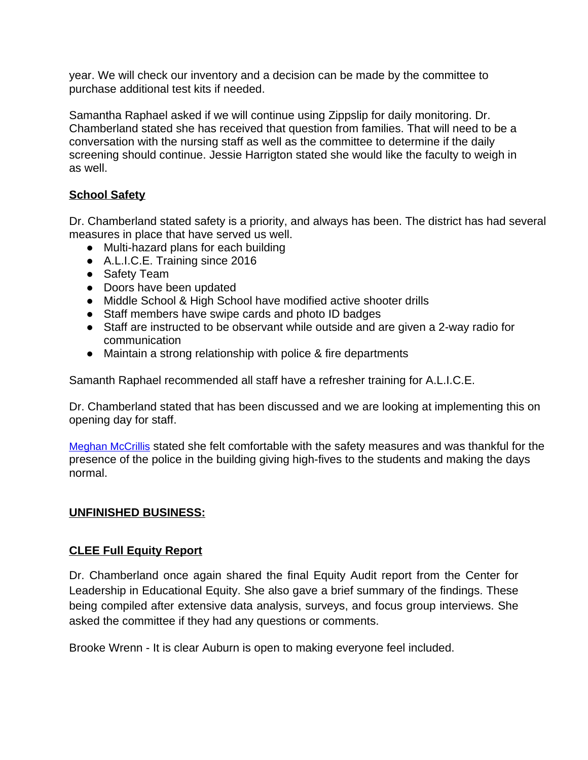year. We will check our inventory and a decision can be made by the committee to purchase additional test kits if needed.

Samantha Raphael asked if we will continue using Zippslip for daily monitoring. Dr. Chamberland stated she has received that question from families. That will need to be a conversation with the nursing staff as well as the committee to determine if the daily screening should continue. Jessie Harrigton stated she would like the faculty to weigh in as well.

**School Safety**

Dr. Chamberland stated safety is a priority, and always has been. The district has had several measures in place that have served us well.

- Multi-hazard plans for each building
- A.L.I.C.E. Training since 2016
- Safety Team
- Doors have been updated
- Middle School & High School have modified active shooter drills
- Staff members have swipe cards and photo ID badges
- Staff are instructed to be observant while outside and are given a 2-way radio for communication
- Maintain a strong relationship with police & fire departments

Samanth Raphael recommended all staff have a refresher training for A.L.I.C.E.

Dr. Chamberland stated that has been discussed and we are looking at implementing this on opening day for staff.

Meghan McCrillis stated she felt comfortable with the safety measures and was thankful for the presence of the police in the building giving high-fives to the students and making the days normal.

**UNFINISHED BUSINESS:**

**CLEE Full Equity Report**

Dr. Chamberland once again shared the final Equity Audit report from the Center for Leadership in Educational Equity. She also gave a brief summary of the findings. These being compiled after extensive data analysis, surveys, and focus group interviews. She asked the committee if they had any questions or comments.

Brooke Wrenn - It is clear Auburn is open to making everyone feel included.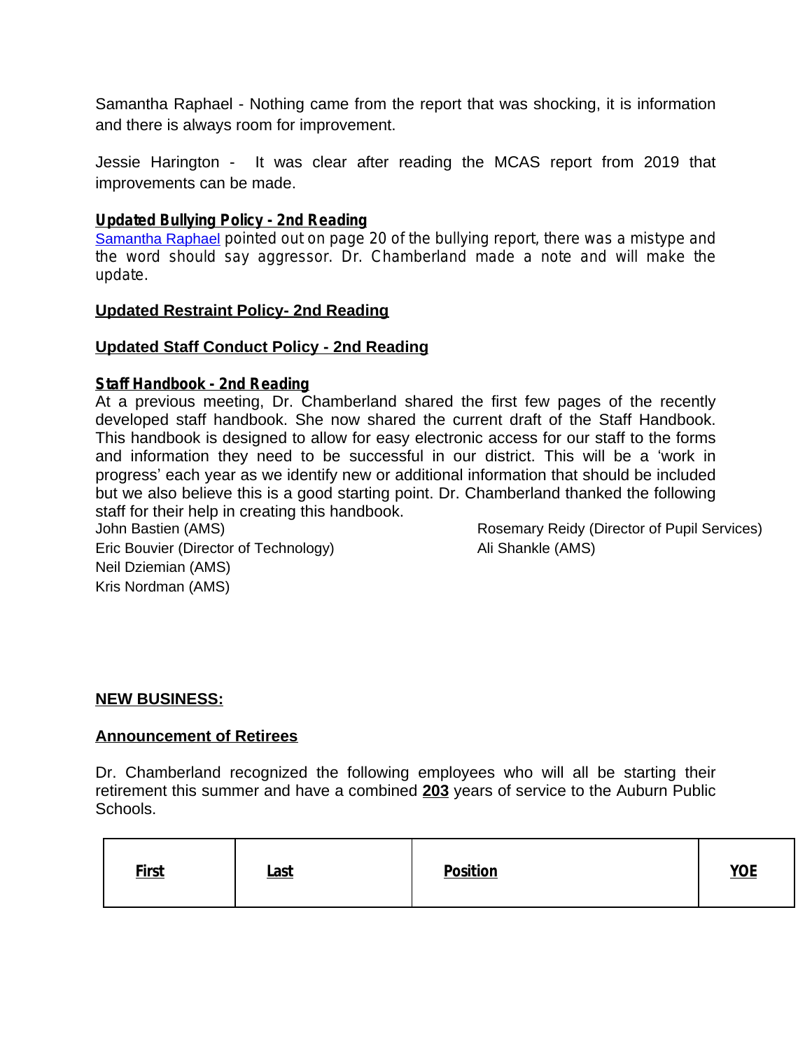Samantha Raphael - Nothing came from the report that was shocking, it is information and there is always room for improvement.

Jessie Harington - It was clear after reading the MCAS report from 2019 that improvements can be made.

**Updated Bullying Policy - 2nd Reading**

Samantha Raphael pointed out on page 20 of the bullying report, there was a mistype and the word should say aggressor. Dr. Chamberland made a note and will make the update.

**Updated Restraint Policy- 2nd Reading**

**Updated Staff Conduct Policy - 2nd Reading**

**Staff Handbook - 2nd Reading**

At a previous meeting, Dr. Chamberland shared the first few pages of the recently developed staff handbook. She now shared the current draft of the Staff Handbook. This handbook is designed to allow for easy electronic access for our staff to the forms and information they need to be successful in our district. This will be a 'work in progress' each year as we identify new or additional information that should be included but we also believe this is a good starting point. Dr. Chamberland thanked the following staff for their help in creating this handbook.

John Bastien (AMS)
Eric Bouvier (Director of Technology)
Neil Dziemian (AMS)
Kris Nordman (AMS)
Rosemary Reidy (Director of Pupil Services)
Ali Shankle (AMS)

**NEW BUSINESS:**

**Announcement of Retirees**

Dr. Chamberland recognized the following employees who will all be starting their retirement this summer and have a combined **203** years of service to the Auburn Public Schools.

| First | Last | Position | YOE |
|---|---|---|---|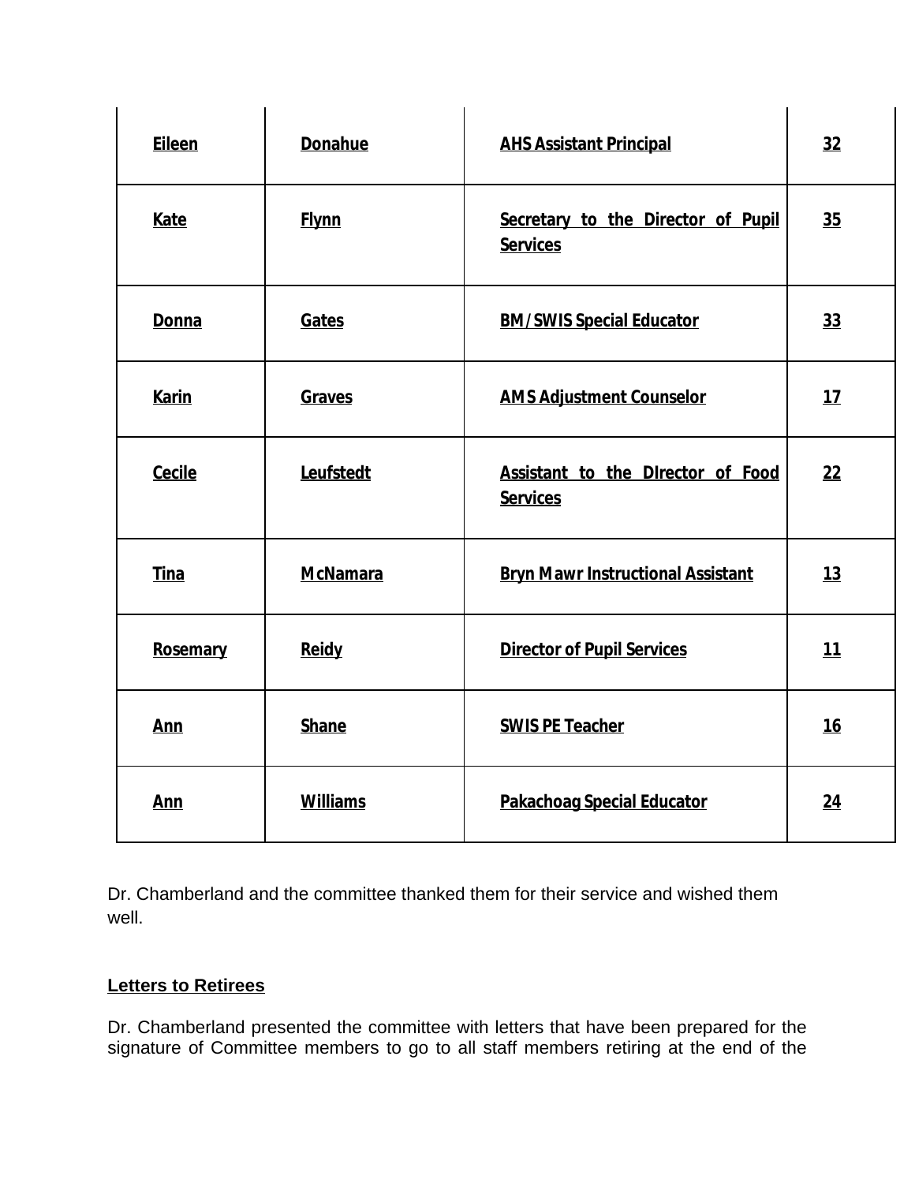| Eileen | Donahue | AHS Assistant Principal | 32 |
|---|---|---|---|
| Kate | Flynn | Secretary to the Director of Pupil Services | 35 |
| Donna | Gates | BM/SWIS Special Educator | 33 |
| Karin | Graves | AMS Adjustment Counselor | 17 |
| Cecile | Leufstedt | Assistant to the DIrector of Food Services | 22 |
| Tina | McNamara | Bryn Mawr Instructional Assistant | 13 |
| Rosemary | Reidy | Director of Pupil Services | 11 |
| Ann | Shane | SWIS PE Teacher | 16 |
| Ann | Williams | Pakachoag Special Educator | 24 |

Dr. Chamberland and the committee thanked them for their service and wished them well.

**Letters to Retirees**

Dr. Chamberland presented the committee with letters that have been prepared for the signature of Committee members to go to all staff members retiring at the end of the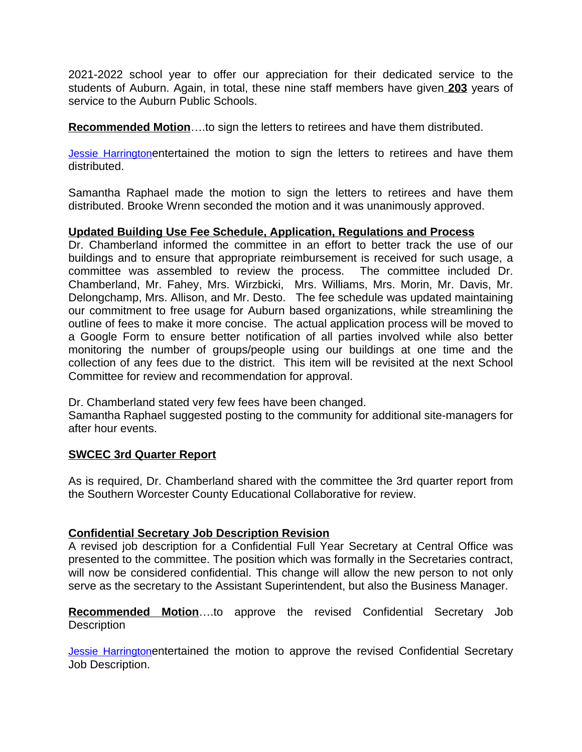2021-2022 school year to offer our appreciation for their dedicated service to the students of Auburn. Again, in total, these nine staff members have given **203** years of service to the Auburn Public Schools.

**Recommended Motion**….to sign the letters to retirees and have them distributed.

Jessie Harringtonentertained the motion to sign the letters to retirees and have them distributed.

Samantha Raphael made the motion to sign the letters to retirees and have them distributed. Brooke Wrenn seconded the motion and it was unanimously approved.

**Updated Building Use Fee Schedule, Application, Regulations and Process**

Dr. Chamberland informed the committee in an effort to better track the use of our buildings and to ensure that appropriate reimbursement is received for such usage, a committee was assembled to review the process. The committee included Dr. Chamberland, Mr. Fahey, Mrs. Wirzbicki, Mrs. Williams, Mrs. Morin, Mr. Davis, Mr. Delongchamp, Mrs. Allison, and Mr. Desto. The fee schedule was updated maintaining our commitment to free usage for Auburn based organizations, while streamlining the outline of fees to make it more concise. The actual application process will be moved to a Google Form to ensure better notification of all parties involved while also better monitoring the number of groups/people using our buildings at one time and the collection of any fees due to the district. This item will be revisited at the next School Committee for review and recommendation for approval.

Dr. Chamberland stated very few fees have been changed.
Samantha Raphael suggested posting to the community for additional site-managers for after hour events.

**SWCEC 3rd Quarter Report**

As is required, Dr. Chamberland shared with the committee the 3rd quarter report from the Southern Worcester County Educational Collaborative for review.

**Confidential Secretary Job Description Revision**

A revised job description for a Confidential Full Year Secretary at Central Office was presented to the committee. The position which was formally in the Secretaries contract, will now be considered confidential. This change will allow the new person to not only serve as the secretary to the Assistant Superintendent, but also the Business Manager.

**Recommended Motion**….to approve the revised Confidential Secretary Job Description

Jessie Harringtonentertained the motion to approve the revised Confidential Secretary Job Description.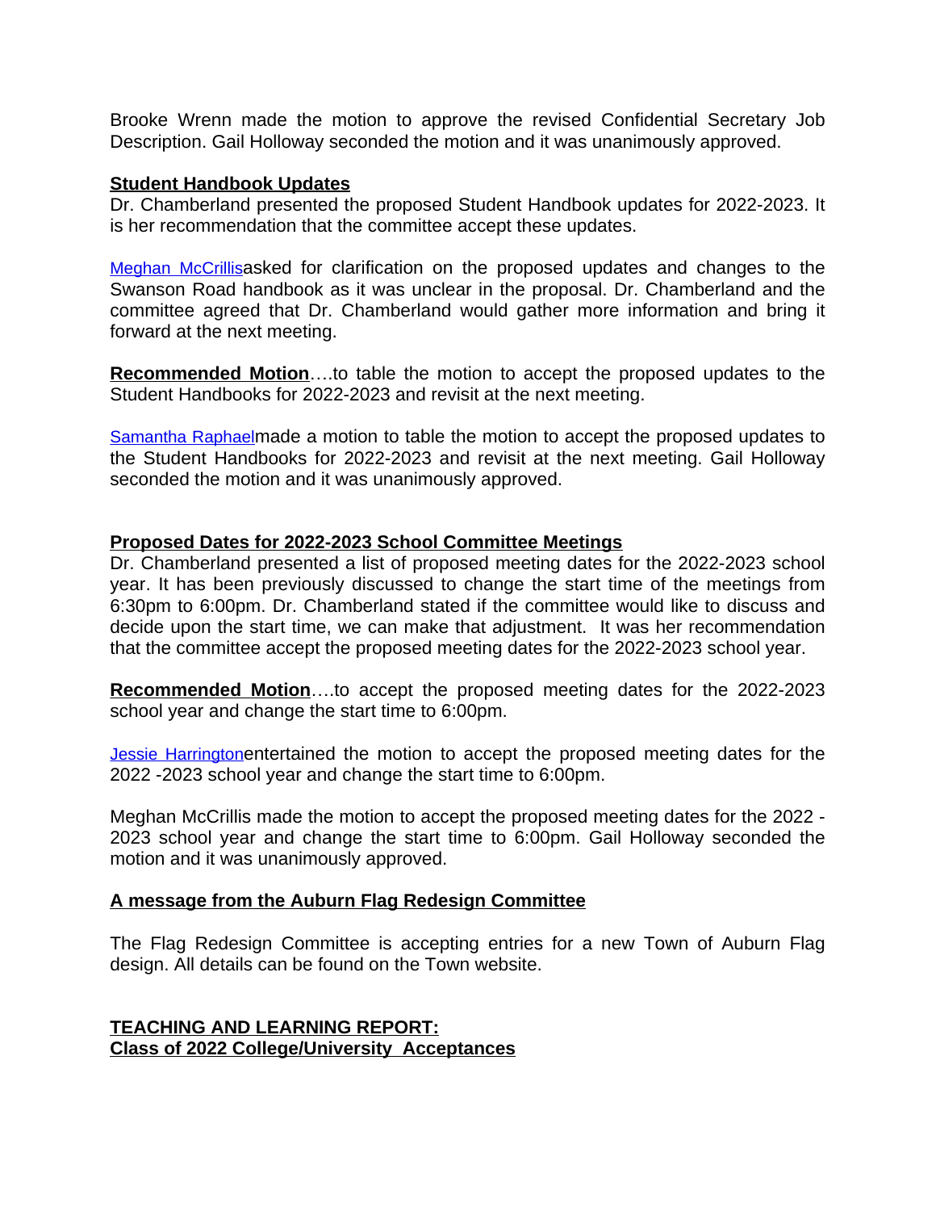Brooke Wrenn made the motion to approve the revised Confidential Secretary Job Description. Gail Holloway seconded the motion and it was unanimously approved.

**Student Handbook Updates**

Dr. Chamberland presented the proposed Student Handbook updates for 2022-2023. It is her recommendation that the committee accept these updates.

Meghan McCrillisasked for clarification on the proposed updates and changes to the Swanson Road handbook as it was unclear in the proposal. Dr. Chamberland and the committee agreed that Dr. Chamberland would gather more information and bring it forward at the next meeting.

**Recommended Motion**….to table the motion to accept the proposed updates to the Student Handbooks for 2022-2023 and revisit at the next meeting.

Samantha Raphaelmade a motion to table the motion to accept the proposed updates to the Student Handbooks for 2022-2023 and revisit at the next meeting. Gail Holloway seconded the motion and it was unanimously approved.

**Proposed Dates for 2022-2023 School Committee Meetings**

Dr. Chamberland presented a list of proposed meeting dates for the 2022-2023 school year. It has been previously discussed to change the start time of the meetings from 6:30pm to 6:00pm. Dr. Chamberland stated if the committee would like to discuss and decide upon the start time, we can make that adjustment. It was her recommendation that the committee accept the proposed meeting dates for the 2022-2023 school year.

**Recommended Motion**….to accept the proposed meeting dates for the 2022-2023 school year and change the start time to 6:00pm.

Jessie Harringtonentertained the motion to accept the proposed meeting dates for the 2022 -2023 school year and change the start time to 6:00pm.

Meghan McCrillis made the motion to accept the proposed meeting dates for the 2022 - 2023 school year and change the start time to 6:00pm. Gail Holloway seconded the motion and it was unanimously approved.

**A message from the Auburn Flag Redesign Committee**

The Flag Redesign Committee is accepting entries for a new Town of Auburn Flag design. All details can be found on the Town website.

**TEACHING AND LEARNING REPORT:**

**Class of 2022 College/University Acceptances**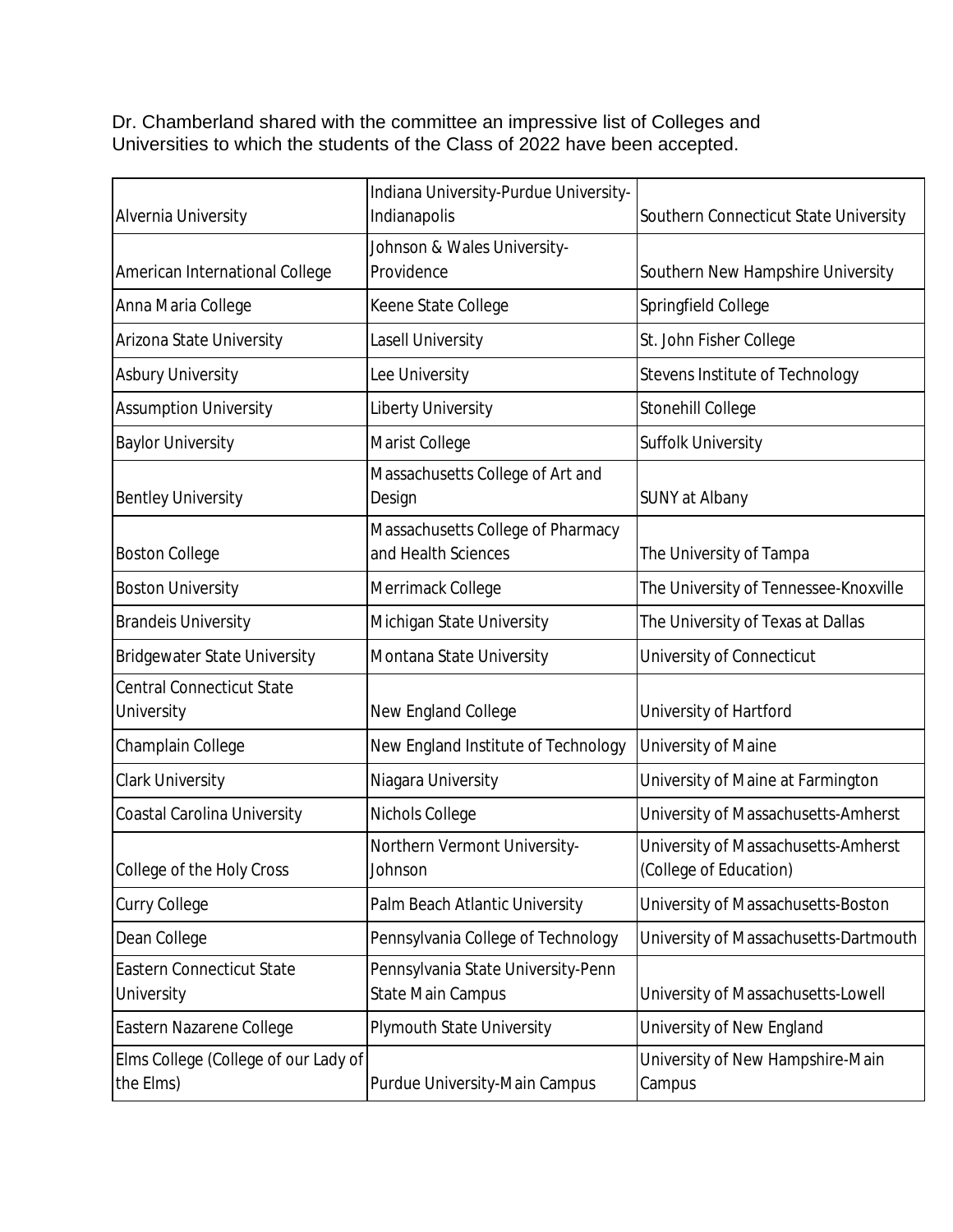Dr. Chamberland shared with the committee an impressive list of Colleges and Universities to which the students of the Class of 2022 have been accepted.

| | | |
|---|---|---|
| Alvernia University | Indiana University-Purdue University-Indianapolis | Southern Connecticut State University |
| American International College | Johnson & Wales University-Providence | Southern New Hampshire University |
| Anna Maria College | Keene State College | Springfield College |
| Arizona State University | Lasell University | St. John Fisher College |
| Asbury University | Lee University | Stevens Institute of Technology |
| Assumption University | Liberty University | Stonehill College |
| Baylor University | Marist College | Suffolk University |
| Bentley University | Massachusetts College of Art and Design | SUNY at Albany |
| Boston College | Massachusetts College of Pharmacy and Health Sciences | The University of Tampa |
| Boston University | Merrimack College | The University of Tennessee-Knoxville |
| Brandeis University | Michigan State University | The University of Texas at Dallas |
| Bridgewater State University | Montana State University | University of Connecticut |
| Central Connecticut State University | New England College | University of Hartford |
| Champlain College | New England Institute of Technology | University of Maine |
| Clark University | Niagara University | University of Maine at Farmington |
| Coastal Carolina University | Nichols College | University of Massachusetts-Amherst |
| College of the Holy Cross | Northern Vermont University-Johnson | University of Massachusetts-Amherst (College of Education) |
| Curry College | Palm Beach Atlantic University | University of Massachusetts-Boston |
| Dean College | Pennsylvania College of Technology | University of Massachusetts-Dartmouth |
| Eastern Connecticut State University | Pennsylvania State University-Penn State Main Campus | University of Massachusetts-Lowell |
| Eastern Nazarene College | Plymouth State University | University of New England |
| Elms College (College of our Lady of the Elms) | Purdue University-Main Campus | University of New Hampshire-Main Campus |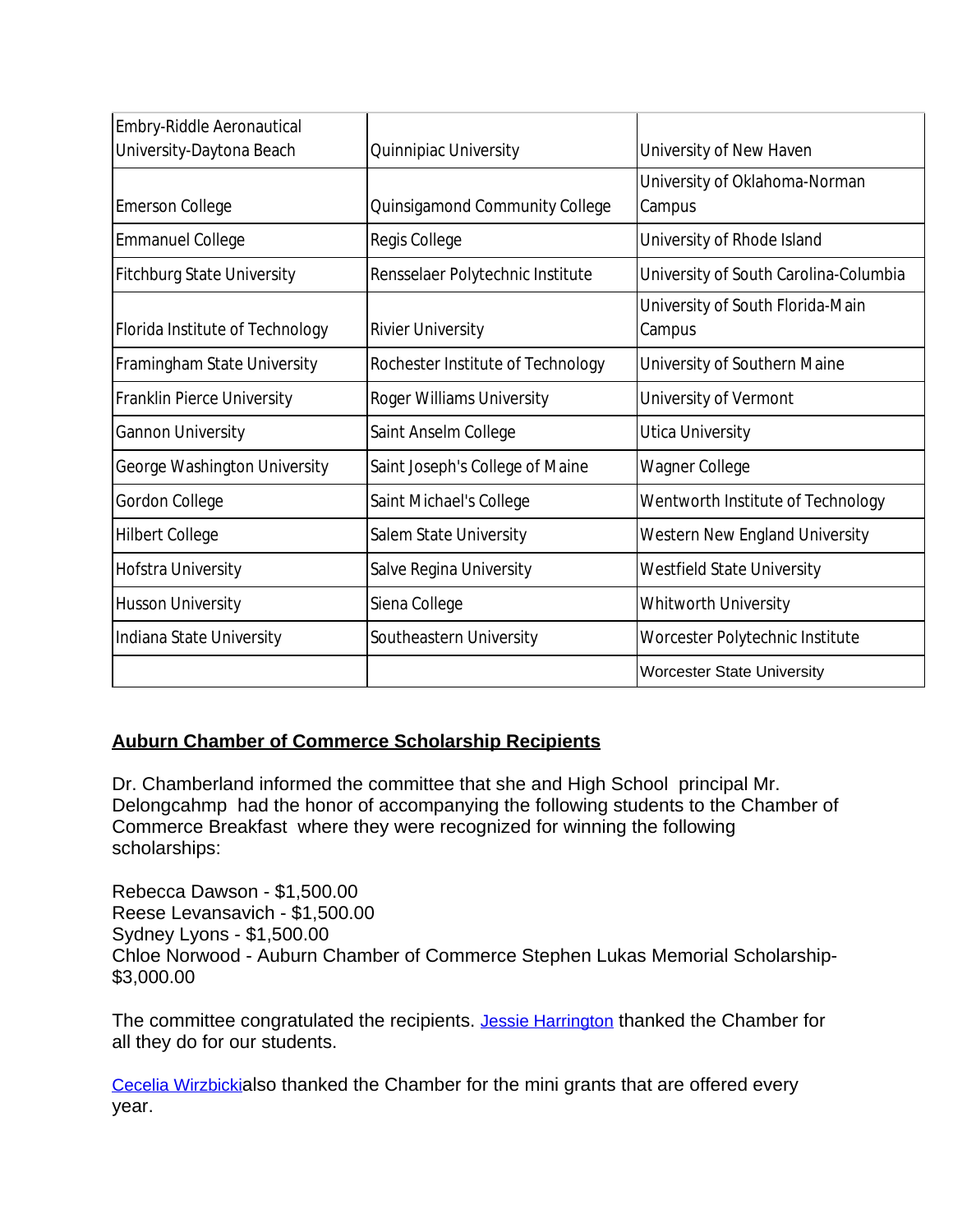| Embry-Riddle Aeronautical University-Daytona Beach | Quinnipiac University | University of New Haven |
|---|---|---|
| Emerson College | Quinsigamond Community College | University of Oklahoma-Norman Campus |
| Emmanuel College | Regis College | University of Rhode Island |
| Fitchburg State University | Rensselaer Polytechnic Institute | University of South Carolina-Columbia |
| Florida Institute of Technology | Rivier University | University of South Florida-Main Campus |
| Framingham State University | Rochester Institute of Technology | University of Southern Maine |
| Franklin Pierce University | Roger Williams University | University of Vermont |
| Gannon University | Saint Anselm College | Utica University |
| George Washington University | Saint Joseph's College of Maine | Wagner College |
| Gordon College | Saint Michael's College | Wentworth Institute of Technology |
| Hilbert College | Salem State University | Western New England University |
| Hofstra University | Salve Regina University | Westfield State University |
| Husson University | Siena College | Whitworth University |
| Indiana State University | Southeastern University | Worcester Polytechnic Institute |
| | | Worcester State University |

**Auburn Chamber of Commerce Scholarship Recipients**

Dr. Chamberland informed the committee that she and High School principal Mr. Delongcahmp had the honor of accompanying the following students to the Chamber of Commerce Breakfast where they were recognized for winning the following scholarships:

Rebecca Dawson - $1,500.00
Reese Levansavich - $1,500.00
Sydney Lyons - $1,500.00
Chloe Norwood - Auburn Chamber of Commerce Stephen Lukas Memorial Scholarship- $3,000.00

The committee congratulated the recipients. Jessie Harrington thanked the Chamber for all they do for our students.

Cecelia Wirzbickialso thanked the Chamber for the mini grants that are offered every year.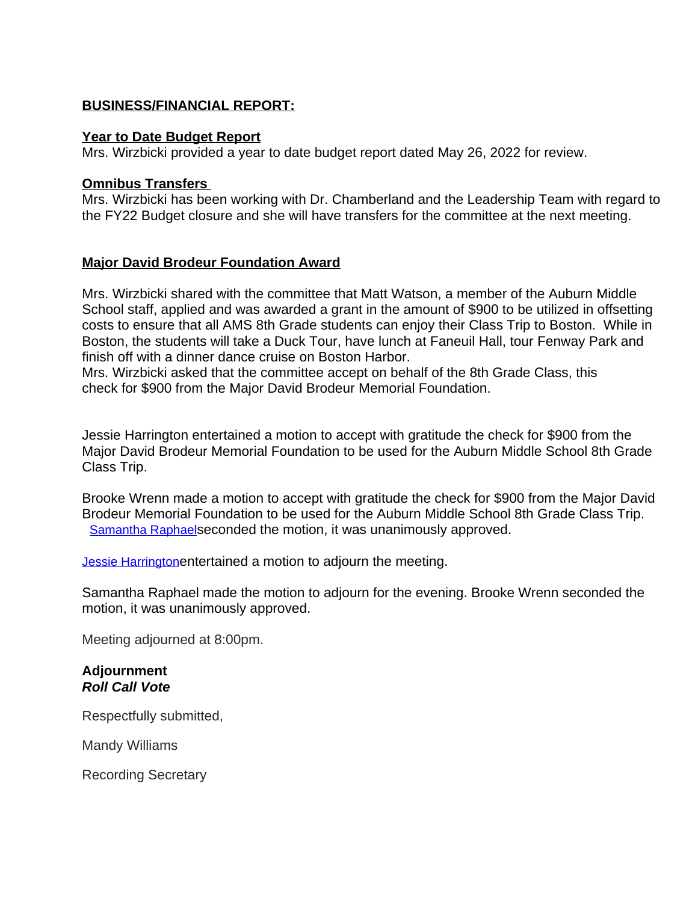**BUSINESS/FINANCIAL REPORT:**

**Year to Date Budget Report**

Mrs. Wirzbicki provided a year to date budget report dated May 26, 2022 for review.

**Omnibus Transfers**

Mrs. Wirzbicki has been working with Dr. Chamberland and the Leadership Team with regard to the FY22 Budget closure and she will have transfers for the committee at the next meeting.

**Major David Brodeur Foundation Award**

Mrs. Wirzbicki shared with the committee that Matt Watson, a member of the Auburn Middle School staff, applied and was awarded a grant in the amount of $900 to be utilized in offsetting costs to ensure that all AMS 8th Grade students can enjoy their Class Trip to Boston. While in Boston, the students will take a Duck Tour, have lunch at Faneuil Hall, tour Fenway Park and finish off with a dinner dance cruise on Boston Harbor.

Mrs. Wirzbicki asked that the committee accept on behalf of the 8th Grade Class, this check for $900 from the Major David Brodeur Memorial Foundation.

Jessie Harrington entertained a motion to accept with gratitude the check for $900 from the Major David Brodeur Memorial Foundation to be used for the Auburn Middle School 8th Grade Class Trip.

Brooke Wrenn made a motion to accept with gratitude the check for $900 from the Major David Brodeur Memorial Foundation to be used for the Auburn Middle School 8th Grade Class Trip. Samantha Raphael seconded the motion, it was unanimously approved.

Jessie Harrington entertained a motion to adjourn the meeting.

Samantha Raphael made the motion to adjourn for the evening. Brooke Wrenn seconded the motion, it was unanimously approved.

Meeting adjourned at 8:00pm.

**Adjournment**

***Roll Call Vote***

Respectfully submitted,

Mandy Williams

Recording Secretary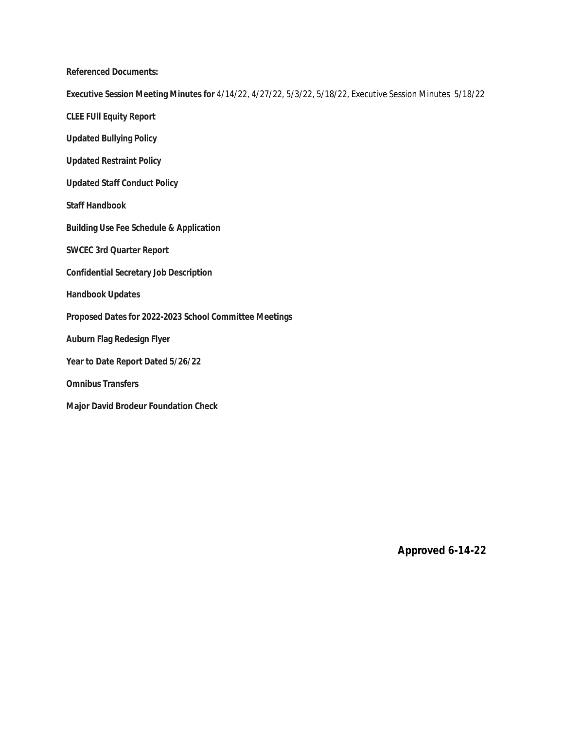**Referenced Documents:**

**Executive Session Meeting Minutes for** 4/14/22, 4/27/22, 5/3/22, 5/18/22, Executive Session Minutes 5/18/22

**CLEE FUll Equity Report**

**Updated Bullying Policy**

**Updated Restraint Policy**

**Updated Staff Conduct Policy**

**Staff Handbook**

**Building Use Fee Schedule & Application**

**SWCEC 3rd Quarter Report**

**Confidential Secretary Job Description**

**Handbook Updates**

**Proposed Dates for 2022-2023 School Committee Meetings**

**Auburn Flag Redesign Flyer**

**Year to Date Report Dated 5/26/22**

**Omnibus Transfers**

**Major David Brodeur Foundation Check**

**Approved 6-14-22**